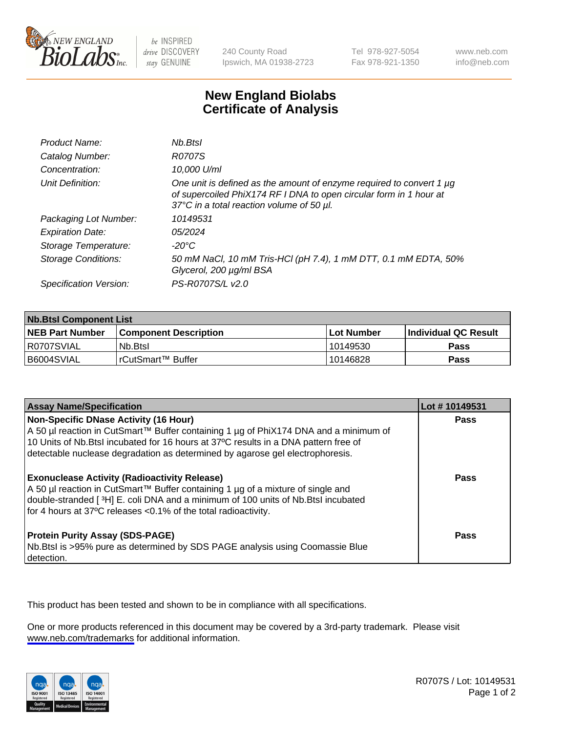# New England Biolabs Certificate of Analysis

| | |
|---|---|
| *Product Name:* | *Nb.BtsI* |
| *Catalog Number:* | *R0707S* |
| *Concentration:* | *10,000 U/ml* |
| *Unit Definition:* | *One unit is defined as the amount of enzyme required to convert 1 µg of supercoiled PhiX174 RF I DNA to open circular form in 1 hour at 37°C in a total reaction volume of 50 µl.* |
| *Packaging Lot Number:* | *10149531* |
| *Expiration Date:* | *05/2024* |
| *Storage Temperature:* | *-20°C* |
| *Storage Conditions:* | *50 mM NaCl, 10 mM Tris-HCl (pH 7.4), 1 mM DTT, 0.1 mM EDTA, 50% Glycerol, 200 µg/ml BSA* |
| *Specification Version:* | *PS-R0707S/L v2.0* |

| **Nb.BtsI Component List** | | | |
|---|---|---|---|
| **NEB Part Number** | **Component Description** | **Lot Number** | **Individual QC Result** |
| R0707SVIAL | Nb.BtsI | 10149530 | **Pass** |
| B6004SVIAL | rCutSmart™ Buffer | 10146828 | **Pass** |

| **Assay Name/Specification** | **Lot # 10149531** |
|---|---|
| **Non-Specific DNase Activity (16 Hour)**<br>A 50 µl reaction in CutSmart™ Buffer containing 1 µg of PhiX174 DNA and a minimum of 10 Units of Nb.BtsI incubated for 16 hours at 37ºC results in a DNA pattern free of detectable nuclease degradation as determined by agarose gel electrophoresis. | **Pass** |
| **Exonuclease Activity (Radioactivity Release)**<br>A 50 µl reaction in CutSmart™ Buffer containing 1 µg of a mixture of single and double-stranded [ $^3$H] E. coli DNA and a minimum of 100 units of Nb.BtsI incubated for 4 hours at 37ºC releases <0.1% of the total radioactivity. | **Pass** |
| **Protein Purity Assay (SDS-PAGE)**<br>Nb.BtsI is >95% pure as determined by SDS PAGE analysis using Coomassie Blue detection. | **Pass** |

This product has been tested and shown to be in compliance with all specifications.

One or more products referenced in this document may be covered by a 3rd-party trademark. Please visit www.neb.com/trademarks for additional information.

R0707S / Lot: 10149531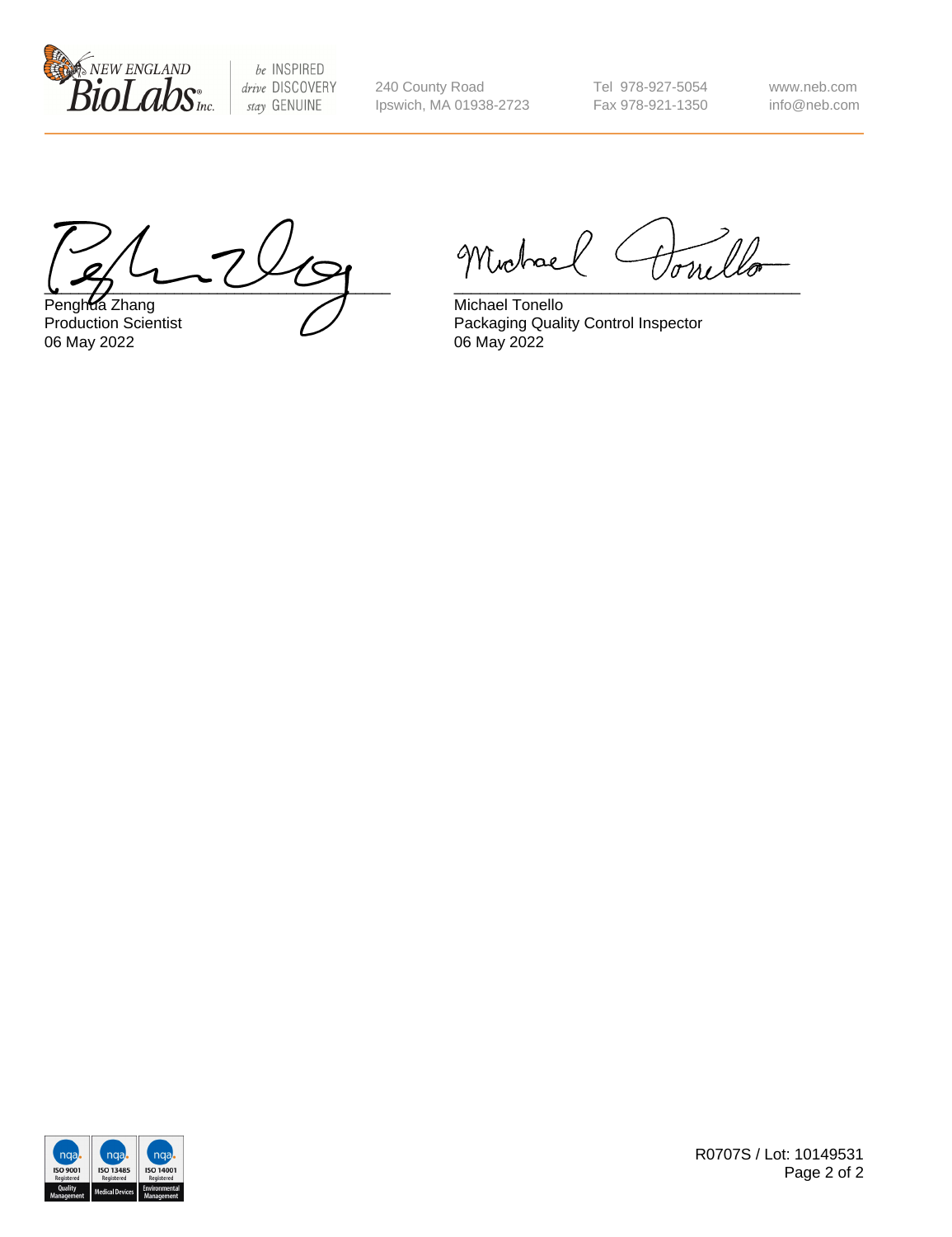Penghua Zhang
Production Scientist
06 May 2022

Michael Tonello
Packaging Quality Control Inspector
06 May 2022

R0707S / Lot: 10149531